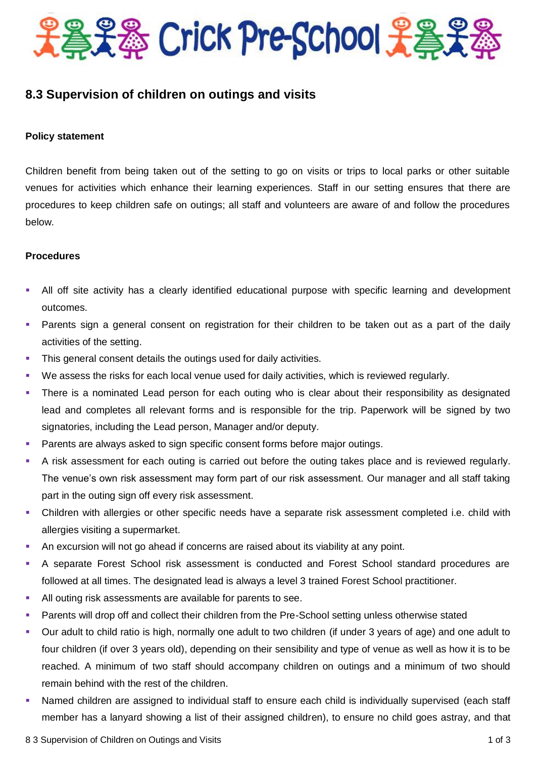# Crick Pre-School

## 8.3 Supervision of children on outings and visits

### Policy statement

Children benefit from being taken out of the setting to go on visits or trips to local parks or other suitable venues for activities which enhance their learning experiences. Staff in our setting ensures that there are procedures to keep children safe on outings; all staff and volunteers are aware of and follow the procedures below.

### Procedures

- All off site activity has a clearly identified educational purpose with specific learning and development outcomes.
- Parents sign a general consent on registration for their children to be taken out as a part of the daily activities of the setting.
- This general consent details the outings used for daily activities.
- We assess the risks for each local venue used for daily activities, which is reviewed regularly.
- There is a nominated Lead person for each outing who is clear about their responsibility as designated lead and completes all relevant forms and is responsible for the trip. Paperwork will be signed by two signatories, including the Lead person, Manager and/or deputy.
- Parents are always asked to sign specific consent forms before major outings.
- A risk assessment for each outing is carried out before the outing takes place and is reviewed regularly. The venue's own risk assessment may form part of our risk assessment. Our manager and all staff taking part in the outing sign off every risk assessment.
- Children with allergies or other specific needs have a separate risk assessment completed i.e. child with allergies visiting a supermarket.
- An excursion will not go ahead if concerns are raised about its viability at any point.
- A separate Forest School risk assessment is conducted and Forest School standard procedures are followed at all times. The designated lead is always a level 3 trained Forest School practitioner.
- All outing risk assessments are available for parents to see.
- Parents will drop off and collect their children from the Pre-School setting unless otherwise stated
- Our adult to child ratio is high, normally one adult to two children (if under 3 years of age) and one adult to four children (if over 3 years old), depending on their sensibility and type of venue as well as how it is to be reached. A minimum of two staff should accompany children on outings and a minimum of two should remain behind with the rest of the children.
- Named children are assigned to individual staff to ensure each child is individually supervised (each staff member has a lanyard showing a list of their assigned children), to ensure no child goes astray, and that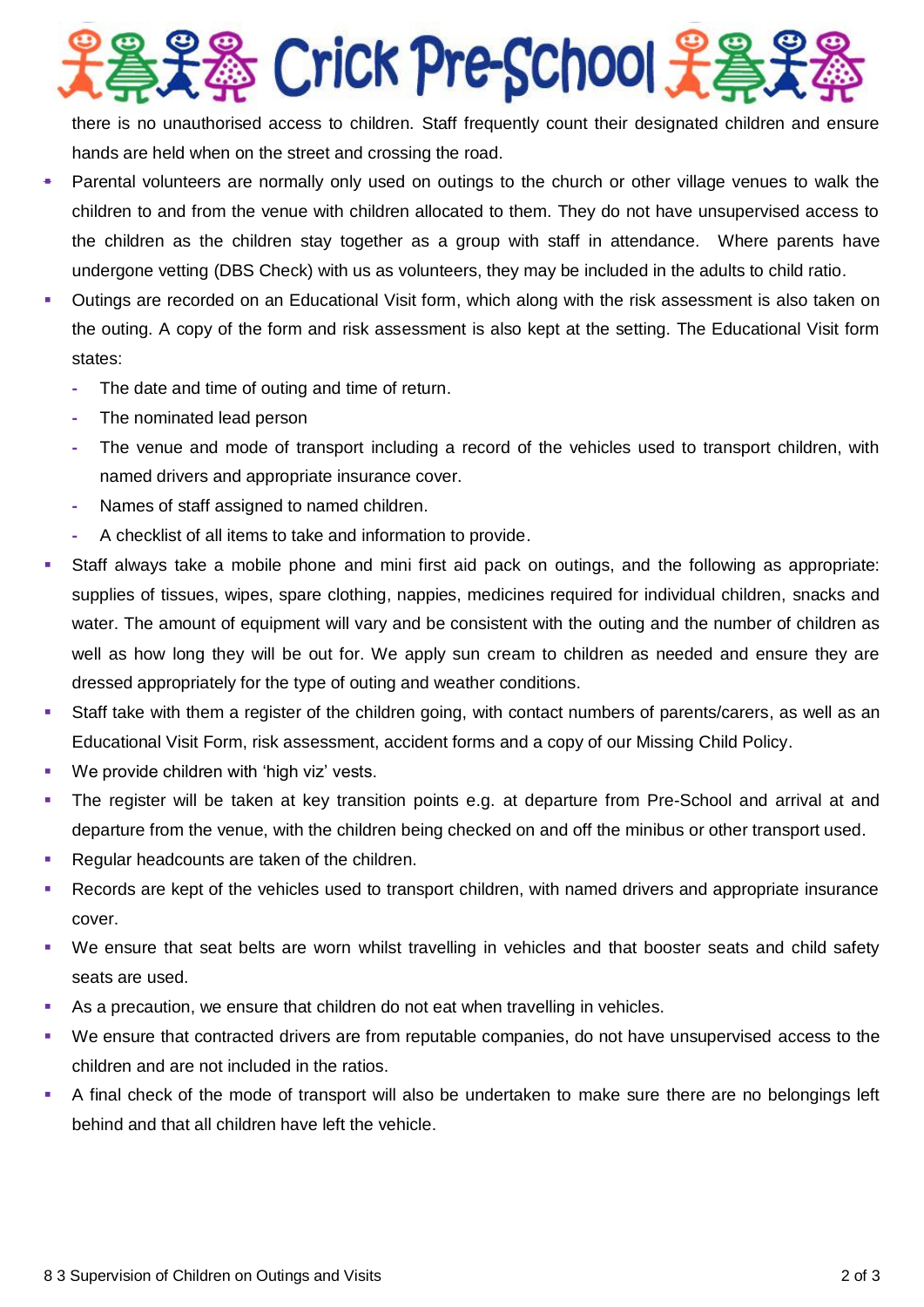there is no unauthorised access to children. Staff frequently count their designated children and ensure hands are held when on the street and crossing the road.

- Parental volunteers are normally only used on outings to the church or other village venues to walk the children to and from the venue with children allocated to them. They do not have unsupervised access to the children as the children stay together as a group with staff in attendance. Where parents have undergone vetting (DBS Check) with us as volunteers, they may be included in the adults to child ratio.
- Outings are recorded on an Educational Visit form, which along with the risk assessment is also taken on the outing. A copy of the form and risk assessment is also kept at the setting. The Educational Visit form states:
  - The date and time of outing and time of return.
  - The nominated lead person
  - The venue and mode of transport including a record of the vehicles used to transport children, with named drivers and appropriate insurance cover.
  - Names of staff assigned to named children.
  - A checklist of all items to take and information to provide.
- Staff always take a mobile phone and mini first aid pack on outings, and the following as appropriate: supplies of tissues, wipes, spare clothing, nappies, medicines required for individual children, snacks and water. The amount of equipment will vary and be consistent with the outing and the number of children as well as how long they will be out for. We apply sun cream to children as needed and ensure they are dressed appropriately for the type of outing and weather conditions.
- Staff take with them a register of the children going, with contact numbers of parents/carers, as well as an Educational Visit Form, risk assessment, accident forms and a copy of our Missing Child Policy.
- We provide children with 'high viz' vests.
- The register will be taken at key transition points e.g. at departure from Pre-School and arrival at and departure from the venue, with the children being checked on and off the minibus or other transport used.
- Regular headcounts are taken of the children.
- Records are kept of the vehicles used to transport children, with named drivers and appropriate insurance cover.
- We ensure that seat belts are worn whilst travelling in vehicles and that booster seats and child safety seats are used.
- As a precaution, we ensure that children do not eat when travelling in vehicles.
- We ensure that contracted drivers are from reputable companies, do not have unsupervised access to the children and are not included in the ratios.
- A final check of the mode of transport will also be undertaken to make sure there are no belongings left behind and that all children have left the vehicle.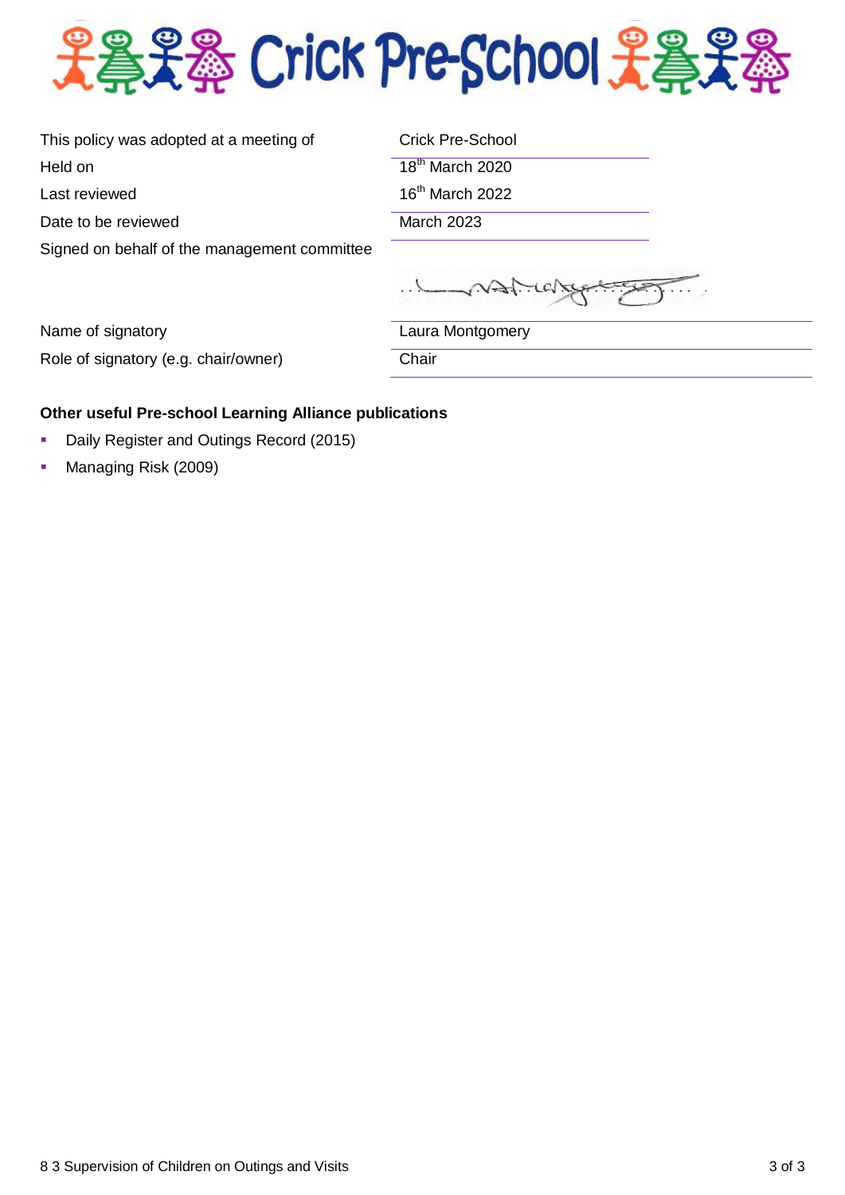# Crick Pre-School

| | |
|---|---|
| This policy was adopted at a meeting of | Crick Pre-School |
| Held on | 18th March 2020 |
| Last reviewed | 16th March 2022 |
| Date to be reviewed | March 2023 |
| Signed on behalf of the management committee | |
| Name of signatory | Laura Montgomery |
| Role of signatory (e.g. chair/owner) | Chair |

**Other useful Pre-school Learning Alliance publications**

- Daily Register and Outings Record (2015)
- Managing Risk (2009)